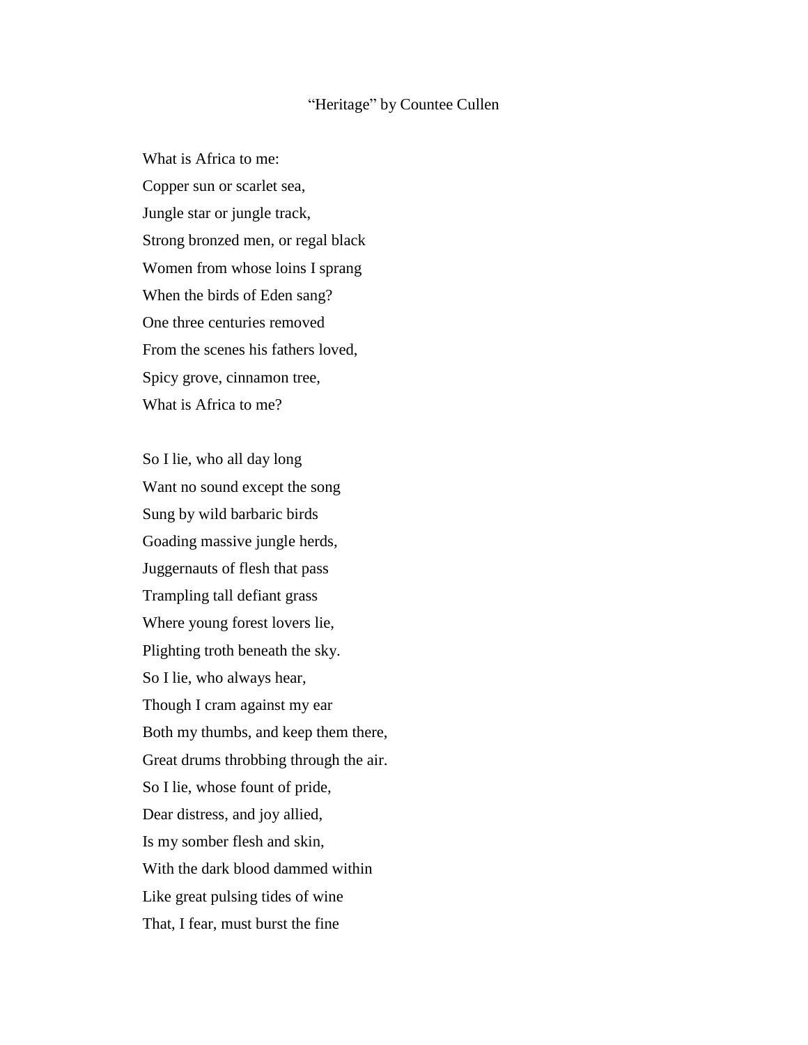# "Heritage" by Countee Cullen

What is Africa to me:  
Copper sun or scarlet sea,  
Jungle star or jungle track,  
Strong bronzed men, or regal black  
Women from whose loins I sprang  
When the birds of Eden sang?  
One three centuries removed  
From the scenes his fathers loved,  
Spicy grove, cinnamon tree,  
What is Africa to me?

So I lie, who all day long  
Want no sound except the song  
Sung by wild barbaric birds  
Goading massive jungle herds,  
Juggernauts of flesh that pass  
Trampling tall defiant grass  
Where young forest lovers lie,  
Plighting troth beneath the sky.  
So I lie, who always hear,  
Though I cram against my ear  
Both my thumbs, and keep them there,  
Great drums throbbing through the air.  
So I lie, whose fount of pride,  
Dear distress, and joy allied,  
Is my somber flesh and skin,  
With the dark blood dammed within  
Like great pulsing tides of wine  
That, I fear, must burst the fine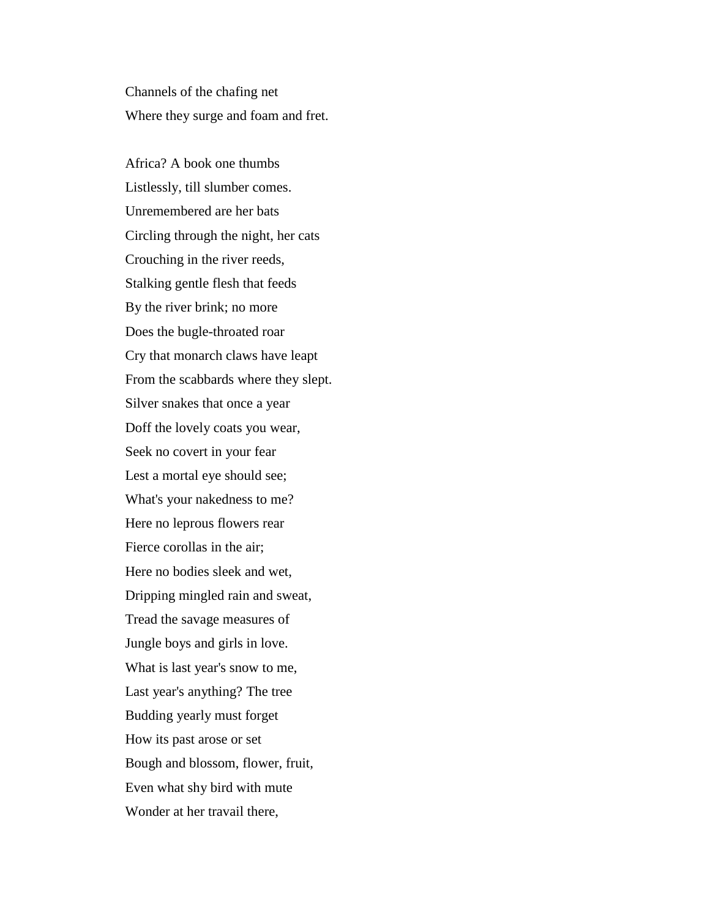Channels of the chafing net  
Where they surge and foam and fret.

Africa? A book one thumbs  
Listlessly, till slumber comes.  
Unremembered are her bats  
Circling through the night, her cats  
Crouching in the river reeds,  
Stalking gentle flesh that feeds  
By the river brink; no more  
Does the bugle-throated roar  
Cry that monarch claws have leapt  
From the scabbards where they slept.  
Silver snakes that once a year  
Doff the lovely coats you wear,  
Seek no covert in your fear  
Lest a mortal eye should see;  
What's your nakedness to me?  
Here no leprous flowers rear  
Fierce corollas in the air;  
Here no bodies sleek and wet,  
Dripping mingled rain and sweat,  
Tread the savage measures of  
Jungle boys and girls in love.  
What is last year's snow to me,  
Last year's anything? The tree  
Budding yearly must forget  
How its past arose or set  
Bough and blossom, flower, fruit,  
Even what shy bird with mute  
Wonder at her travail there,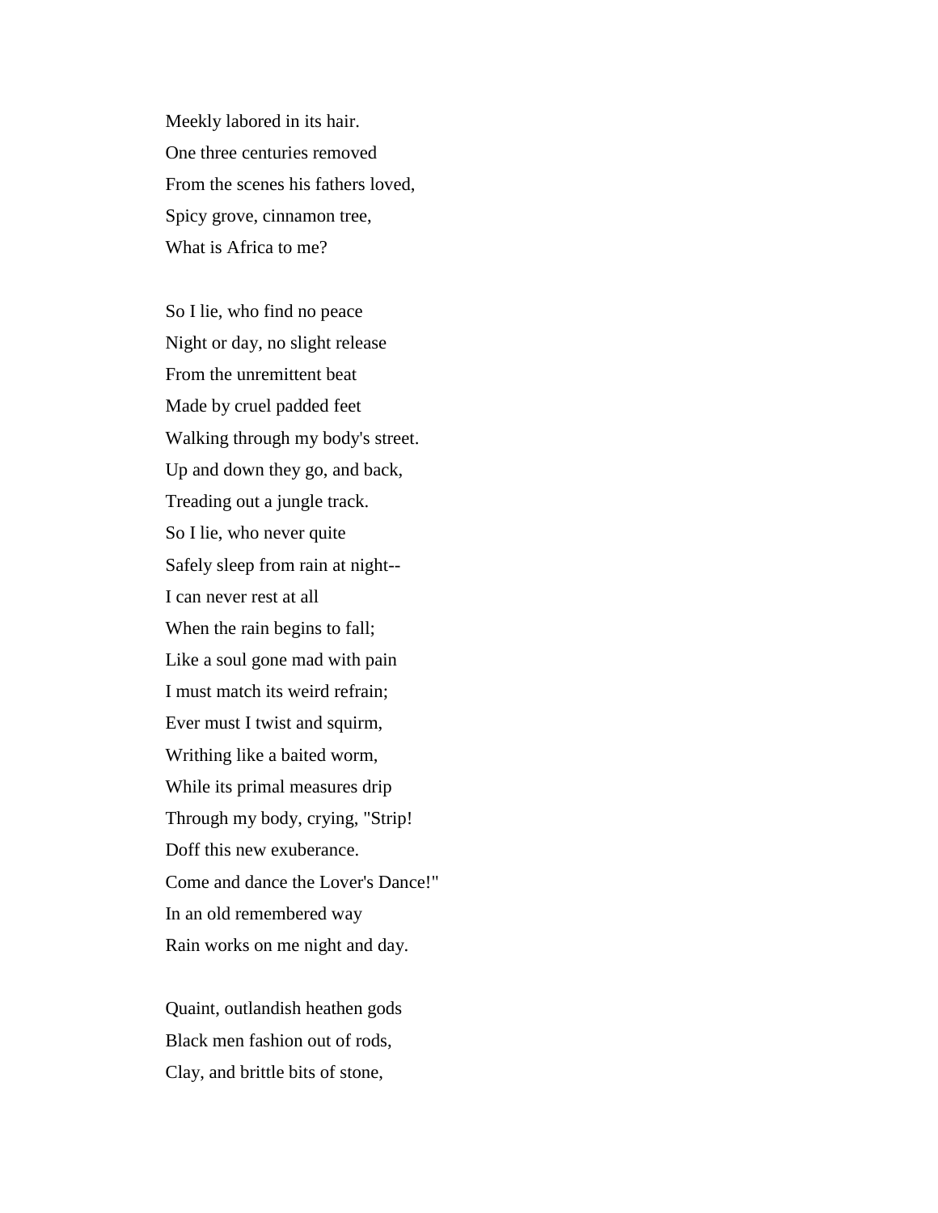Meekly labored in its hair.  
One three centuries removed  
From the scenes his fathers loved,  
Spicy grove, cinnamon tree,  
What is Africa to me?

So I lie, who find no peace  
Night or day, no slight release  
From the unremittent beat  
Made by cruel padded feet  
Walking through my body's street.  
Up and down they go, and back,  
Treading out a jungle track.  
So I lie, who never quite  
Safely sleep from rain at night--  
I can never rest at all  
When the rain begins to fall;  
Like a soul gone mad with pain  
I must match its weird refrain;  
Ever must I twist and squirm,  
Writhing like a baited worm,  
While its primal measures drip  
Through my body, crying, "Strip!  
Doff this new exuberance.  
Come and dance the Lover's Dance!"  
In an old remembered way  
Rain works on me night and day.

Quaint, outlandish heathen gods  
Black men fashion out of rods,  
Clay, and brittle bits of stone,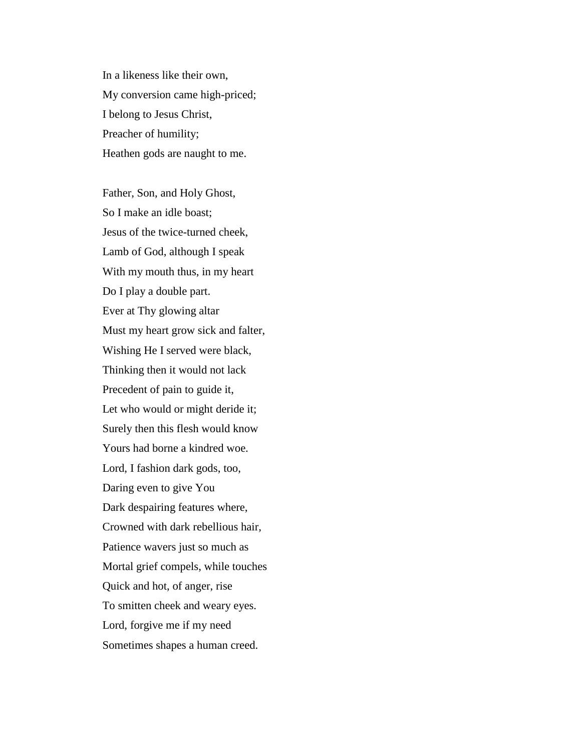In a likeness like their own,  
My conversion came high-priced;  
I belong to Jesus Christ,  
Preacher of humility;  
Heathen gods are naught to me.

Father, Son, and Holy Ghost,  
So I make an idle boast;  
Jesus of the twice-turned cheek,  
Lamb of God, although I speak  
With my mouth thus, in my heart  
Do I play a double part.  
Ever at Thy glowing altar  
Must my heart grow sick and falter,  
Wishing He I served were black,  
Thinking then it would not lack  
Precedent of pain to guide it,  
Let who would or might deride it;  
Surely then this flesh would know  
Yours had borne a kindred woe.  
Lord, I fashion dark gods, too,  
Daring even to give You  
Dark despairing features where,  
Crowned with dark rebellious hair,  
Patience wavers just so much as  
Mortal grief compels, while touches  
Quick and hot, of anger, rise  
To smitten cheek and weary eyes.  
Lord, forgive me if my need  
Sometimes shapes a human creed.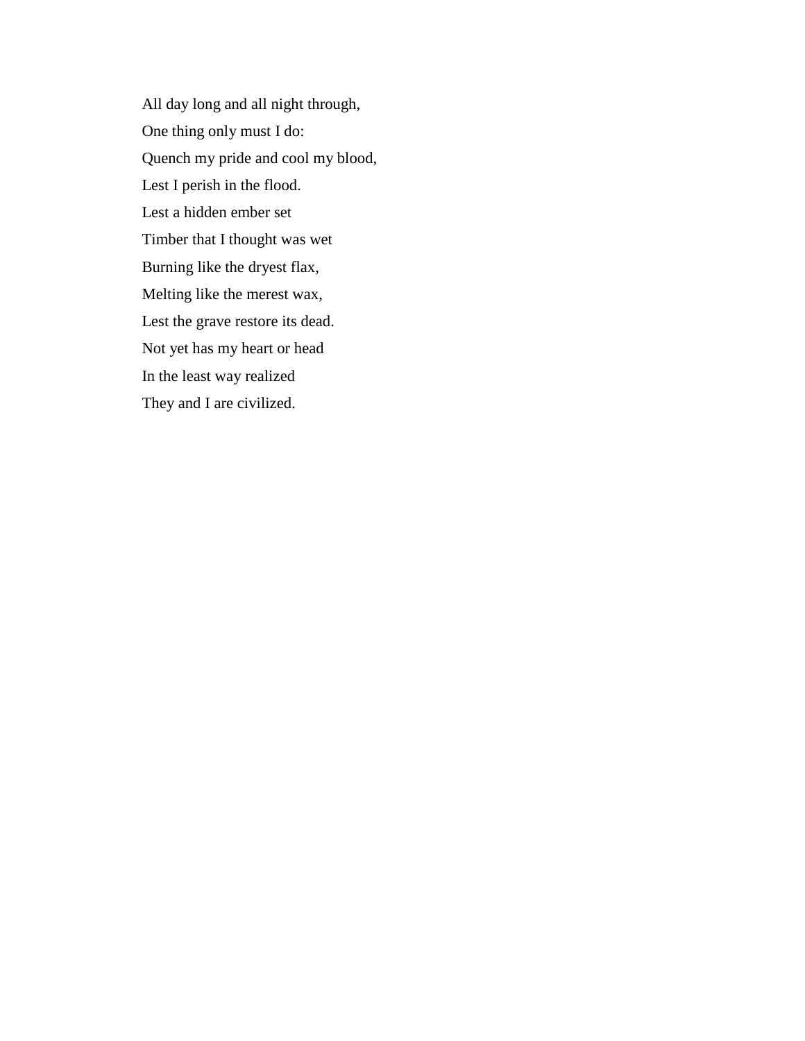All day long and all night through,  
One thing only must I do:  
Quench my pride and cool my blood,  
Lest I perish in the flood.  
Lest a hidden ember set  
Timber that I thought was wet  
Burning like the dryest flax,  
Melting like the merest wax,  
Lest the grave restore its dead.  
Not yet has my heart or head  
In the least way realized  
They and I are civilized.